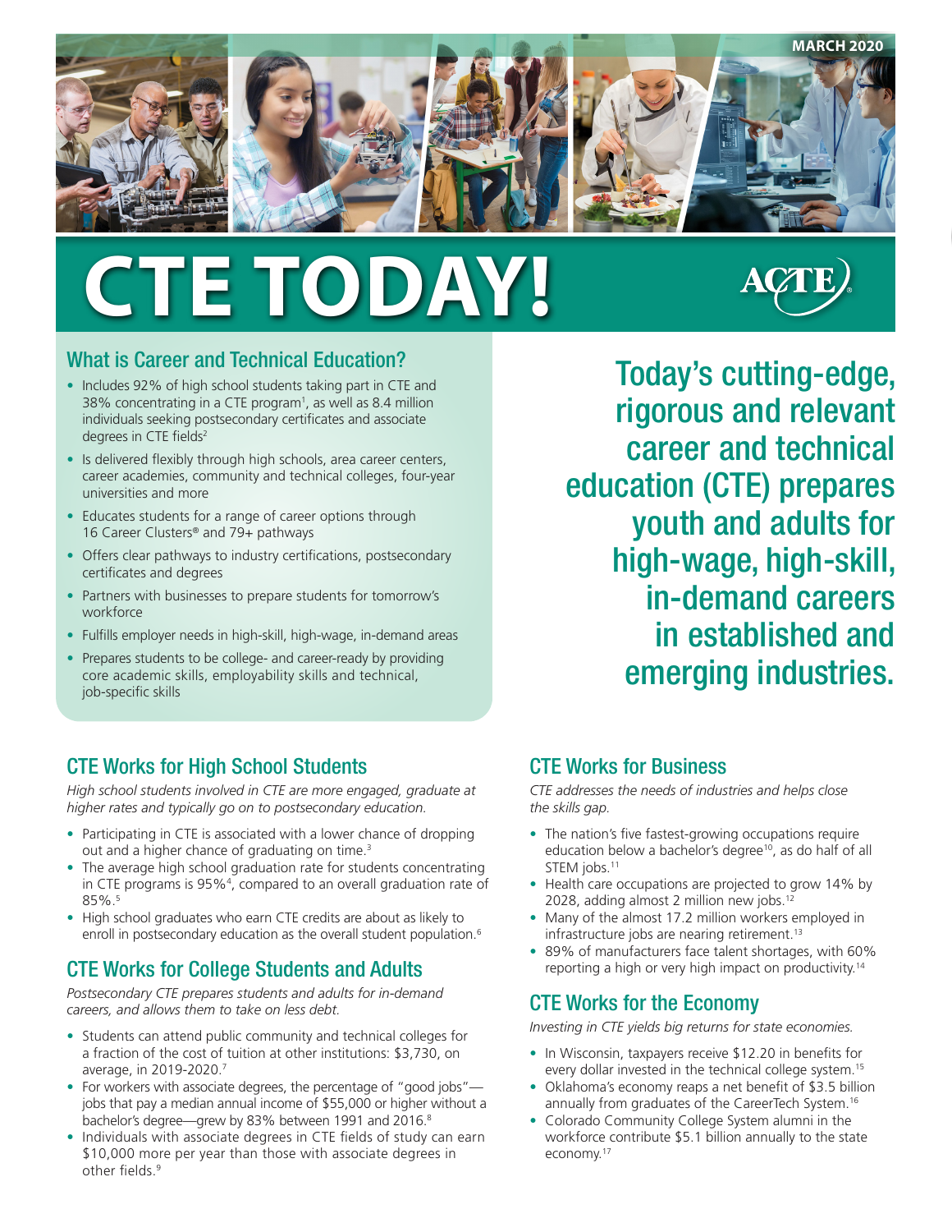MARCH 2020

# CTE TODAY!

ACTE

## What is Career and Technical Education?

- Includes 92% of high school students taking part in CTE and 38% concentrating in a CTE program[1], as well as 8.4 million individuals seeking postsecondary certificates and associate degrees in CTE fields[2]
- Is delivered flexibly through high schools, area career centers, career academies, community and technical colleges, four-year universities and more
- Educates students for a range of career options through 16 Career Clusters® and 79+ pathways
- Offers clear pathways to industry certifications, postsecondary certificates and degrees
- Partners with businesses to prepare students for tomorrow's workforce
- Fulfills employer needs in high-skill, high-wage, in-demand areas
- Prepares students to be college- and career-ready by providing core academic skills, employability skills and technical, job-specific skills

**Today's cutting-edge, rigorous and relevant career and technical education (CTE) prepares youth and adults for high-wage, high-skill, in-demand careers in established and emerging industries.**

## CTE Works for High School Students

*High school students involved in CTE are more engaged, graduate at higher rates and typically go on to postsecondary education.*

- Participating in CTE is associated with a lower chance of dropping out and a higher chance of graduating on time.[3]
- The average high school graduation rate for students concentrating in CTE programs is 95%[4], compared to an overall graduation rate of 85%.[5]
- High school graduates who earn CTE credits are about as likely to enroll in postsecondary education as the overall student population.[6]

## CTE Works for College Students and Adults

*Postsecondary CTE prepares students and adults for in-demand careers, and allows them to take on less debt.*

- Students can attend public community and technical colleges for a fraction of the cost of tuition at other institutions: $3,730, on average, in 2019-2020.[7]
- For workers with associate degrees, the percentage of "good jobs"—jobs that pay a median annual income of $55,000 or higher without a bachelor's degree—grew by 83% between 1991 and 2016.[8]
- Individuals with associate degrees in CTE fields of study can earn $10,000 more per year than those with associate degrees in other fields.[9]

## CTE Works for Business

*CTE addresses the needs of industries and helps close the skills gap.*

- The nation's five fastest-growing occupations require education below a bachelor's degree[10], as do half of all STEM jobs.[11]
- Health care occupations are projected to grow 14% by 2028, adding almost 2 million new jobs.[12]
- Many of the almost 17.2 million workers employed in infrastructure jobs are nearing retirement.[13]
- 89% of manufacturers face talent shortages, with 60% reporting a high or very high impact on productivity.[14]

## CTE Works for the Economy

*Investing in CTE yields big returns for state economies.*

- In Wisconsin, taxpayers receive $12.20 in benefits for every dollar invested in the technical college system.[15]
- Oklahoma's economy reaps a net benefit of $3.5 billion annually from graduates of the CareerTech System.[16]
- Colorado Community College System alumni in the workforce contribute $5.1 billion annually to the state economy.[17]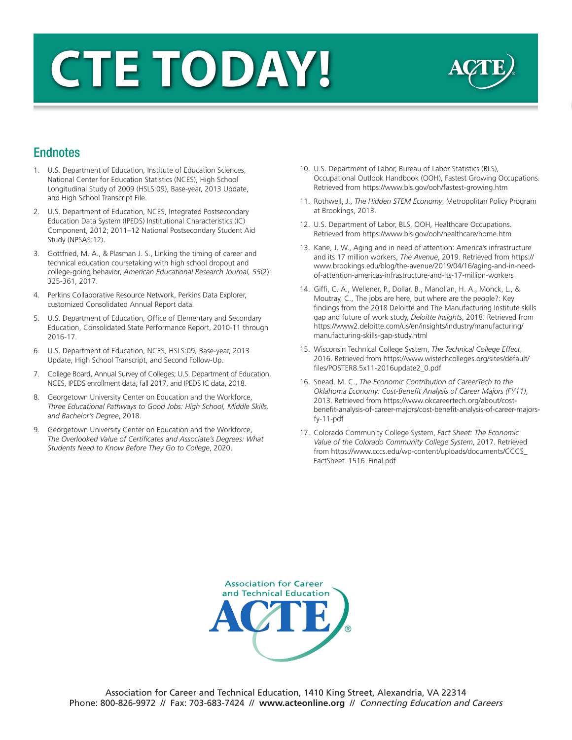# CTE TODAY!

## Endnotes

1. U.S. Department of Education, Institute of Education Sciences, National Center for Education Statistics (NCES), High School Longitudinal Study of 2009 (HSLS:09), Base-year, 2013 Update, and High School Transcript File.
2. U.S. Department of Education, NCES, Integrated Postsecondary Education Data System (IPEDS) Institutional Characteristics (IC) Component, 2012; 2011–12 National Postsecondary Student Aid Study (NPSAS:12).
3. Gottfried, M. A., & Plasman J. S., Linking the timing of career and technical education coursetaking with high school dropout and college-going behavior, *American Educational Research Journal, 55*(2): 325-361, 2017.
4. Perkins Collaborative Resource Network, Perkins Data Explorer, customized Consolidated Annual Report data.
5. U.S. Department of Education, Office of Elementary and Secondary Education, Consolidated State Performance Report, 2010-11 through 2016-17.
6. U.S. Department of Education, NCES, HSLS:09, Base-year, 2013 Update, High School Transcript, and Second Follow-Up.
7. College Board, Annual Survey of Colleges; U.S. Department of Education, NCES, IPEDS enrollment data, fall 2017, and IPEDS IC data, 2018.
8. Georgetown University Center on Education and the Workforce, *Three Educational Pathways to Good Jobs: High School, Middle Skills, and Bachelor's Degree*, 2018.
9. Georgetown University Center on Education and the Workforce, *The Overlooked Value of Certificates and Associate's Degrees: What Students Need to Know Before They Go to College*, 2020.
10. U.S. Department of Labor, Bureau of Labor Statistics (BLS), Occupational Outlook Handbook (OOH), Fastest Growing Occupations. Retrieved from https://www.bls.gov/ooh/fastest-growing.htm
11. Rothwell, J., *The Hidden STEM Economy*, Metropolitan Policy Program at Brookings, 2013.
12. U.S. Department of Labor, BLS, OOH, Healthcare Occupations. Retrieved from https://www.bls.gov/ooh/healthcare/home.htm
13. Kane, J. W., Aging and in need of attention: America's infrastructure and its 17 million workers, *The Avenue*, 2019. Retrieved from https://www.brookings.edu/blog/the-avenue/2019/04/16/aging-and-in-need-of-attention-americas-infrastructure-and-its-17-million-workers
14. Giffi, C. A., Wellener, P., Dollar, B., Manolian, H. A., Monck, L., & Moutray, C., The jobs are here, but where are the people?: Key findings from the 2018 Deloitte and The Manufacturing Institute skills gap and future of work study, *Deloitte Insights*, 2018. Retrieved from https://www2.deloitte.com/us/en/insights/industry/manufacturing/manufacturing-skills-gap-study.html
15. Wisconsin Technical College System, *The Technical College Effect*, 2016. Retrieved from https://www.wistechcolleges.org/sites/default/files/POSTER8.5x11-2016update2_0.pdf
16. Snead, M. C., *The Economic Contribution of CareerTech to the Oklahoma Economy: Cost-Benefit Analysis of Career Majors (FY11)*, 2013. Retrieved from https://www.okcareertech.org/about/cost-benefit-analysis-of-career-majors/cost-benefit-analysis-of-career-majors-fy-11-pdf
17. Colorado Community College System, *Fact Sheet: The Economic Value of the Colorado Community College System*, 2017. Retrieved from https://www.cccs.edu/wp-content/uploads/documents/CCCS_FactSheet_1516_Final.pdf

Association for Career and Technical Education

Association for Career and Technical Education, 1410 King Street, Alexandria, VA 22314
Phone: 800-826-9972 // Fax: 703-683-7424 // **www.acteonline.org** // *Connecting Education and Careers*